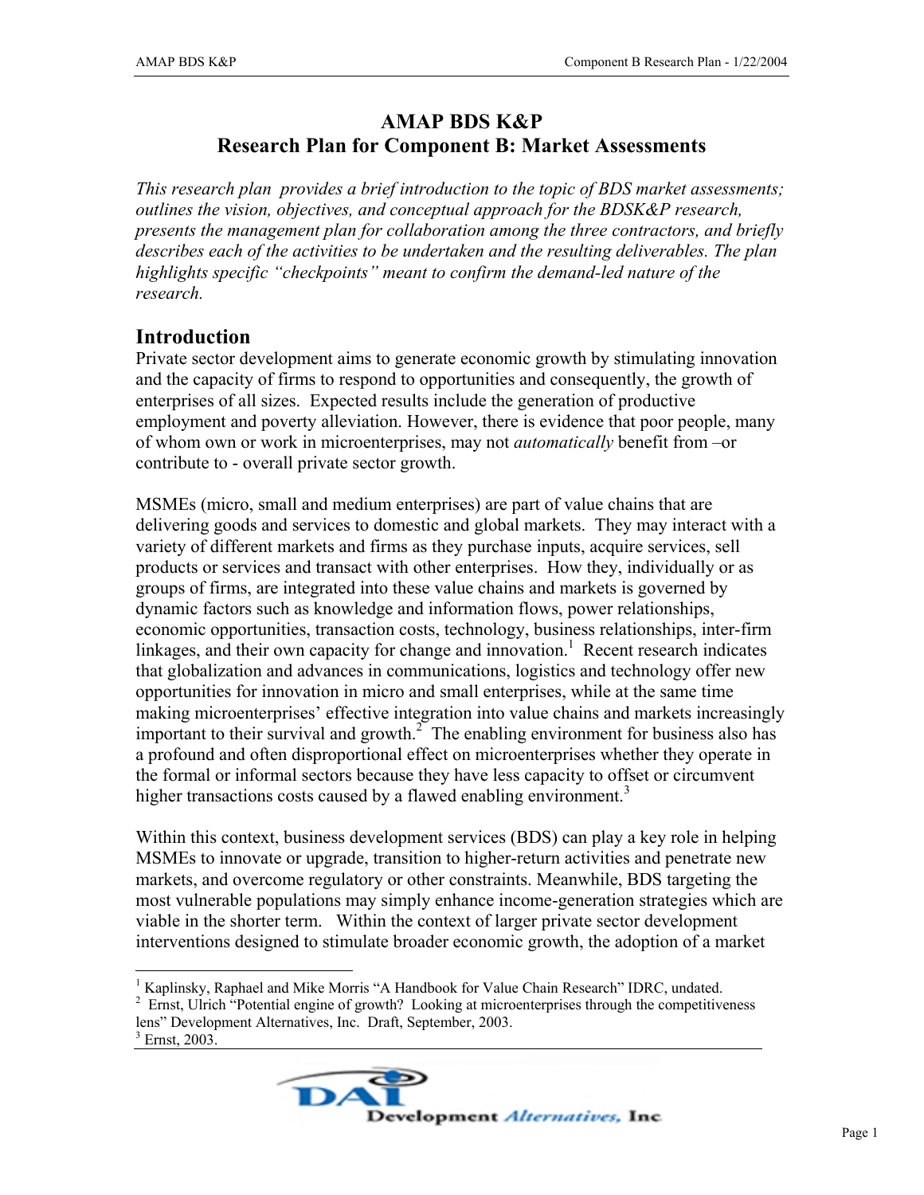# AMAP BDS K&P
# Research Plan for Component B: Market Assessments

*This research plan provides a brief introduction to the topic of BDS market assessments; outlines the vision, objectives, and conceptual approach for the BDSK&P research, presents the management plan for collaboration among the three contractors, and briefly describes each of the activities to be undertaken and the resulting deliverables. The plan highlights specific "checkpoints" meant to confirm the demand-led nature of the research.*

## Introduction

Private sector development aims to generate economic growth by stimulating innovation and the capacity of firms to respond to opportunities and consequently, the growth of enterprises of all sizes. Expected results include the generation of productive employment and poverty alleviation. However, there is evidence that poor people, many of whom own or work in microenterprises, may not *automatically* benefit from –or contribute to - overall private sector growth.

MSMEs (micro, small and medium enterprises) are part of value chains that are delivering goods and services to domestic and global markets. They may interact with a variety of different markets and firms as they purchase inputs, acquire services, sell products or services and transact with other enterprises. How they, individually or as groups of firms, are integrated into these value chains and markets is governed by dynamic factors such as knowledge and information flows, power relationships, economic opportunities, transaction costs, technology, business relationships, inter-firm linkages, and their own capacity for change and innovation.[1] Recent research indicates that globalization and advances in communications, logistics and technology offer new opportunities for innovation in micro and small enterprises, while at the same time making microenterprises' effective integration into value chains and markets increasingly important to their survival and growth.[2] The enabling environment for business also has a profound and often disproportional effect on microenterprises whether they operate in the formal or informal sectors because they have less capacity to offset or circumvent higher transactions costs caused by a flawed enabling environment.[3]

Within this context, business development services (BDS) can play a key role in helping MSMEs to innovate or upgrade, transition to higher-return activities and penetrate new markets, and overcome regulatory or other constraints. Meanwhile, BDS targeting the most vulnerable populations may simply enhance income-generation strategies which are viable in the shorter term. Within the context of larger private sector development interventions designed to stimulate broader economic growth, the adoption of a market

---

[1] Kaplinsky, Raphael and Mike Morris "A Handbook for Value Chain Research" IDRC, undated.

[2] Ernst, Ulrich "Potential engine of growth? Looking at microenterprises through the competitiveness lens" Development Alternatives, Inc. Draft, September, 2003.

[3] Ernst, 2003.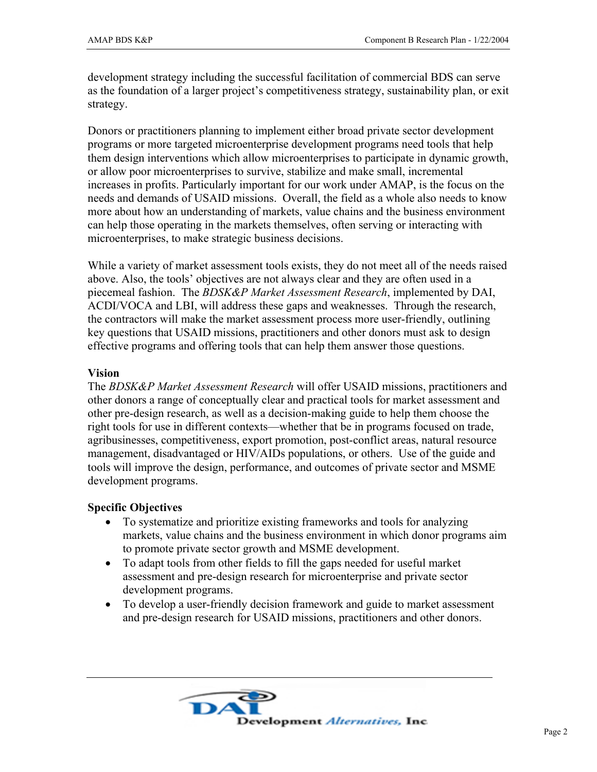development strategy including the successful facilitation of commercial BDS can serve as the foundation of a larger project's competitiveness strategy, sustainability plan, or exit strategy.

Donors or practitioners planning to implement either broad private sector development programs or more targeted microenterprise development programs need tools that help them design interventions which allow microenterprises to participate in dynamic growth, or allow poor microenterprises to survive, stabilize and make small, incremental increases in profits. Particularly important for our work under AMAP, is the focus on the needs and demands of USAID missions. Overall, the field as a whole also needs to know more about how an understanding of markets, value chains and the business environment can help those operating in the markets themselves, often serving or interacting with microenterprises, to make strategic business decisions.

While a variety of market assessment tools exists, they do not meet all of the needs raised above. Also, the tools' objectives are not always clear and they are often used in a piecemeal fashion. The *BDSK&P Market Assessment Research*, implemented by DAI, ACDI/VOCA and LBI, will address these gaps and weaknesses. Through the research, the contractors will make the market assessment process more user-friendly, outlining key questions that USAID missions, practitioners and other donors must ask to design effective programs and offering tools that can help them answer those questions.

**Vision**

The *BDSK&P Market Assessment Research* will offer USAID missions, practitioners and other donors a range of conceptually clear and practical tools for market assessment and other pre-design research, as well as a decision-making guide to help them choose the right tools for use in different contexts—whether that be in programs focused on trade, agribusinesses, competitiveness, export promotion, post-conflict areas, natural resource management, disadvantaged or HIV/AIDs populations, or others. Use of the guide and tools will improve the design, performance, and outcomes of private sector and MSME development programs.

**Specific Objectives**

- To systematize and prioritize existing frameworks and tools for analyzing markets, value chains and the business environment in which donor programs aim to promote private sector growth and MSME development.
- To adapt tools from other fields to fill the gaps needed for useful market assessment and pre-design research for microenterprise and private sector development programs.
- To develop a user-friendly decision framework and guide to market assessment and pre-design research for USAID missions, practitioners and other donors.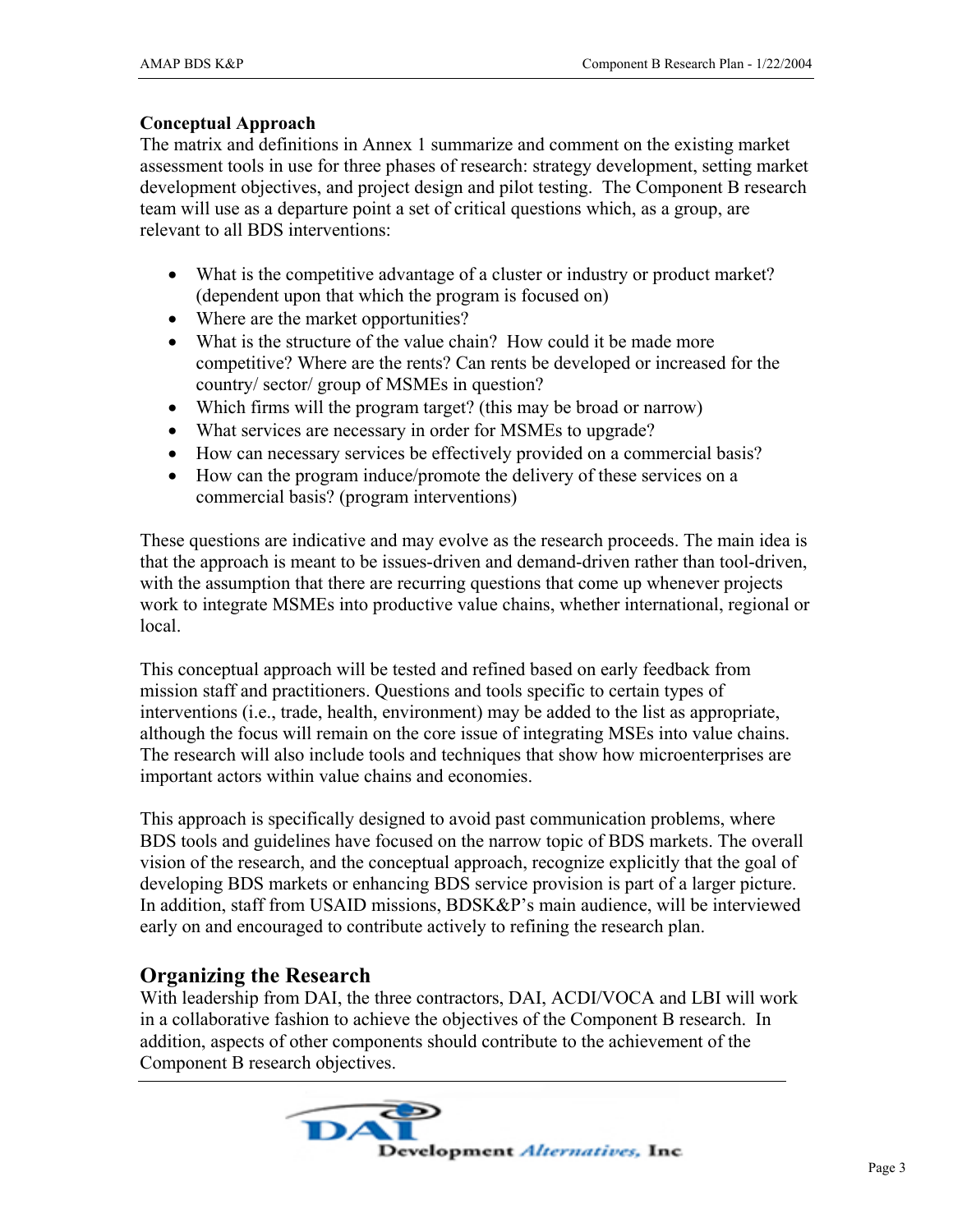**Conceptual Approach**

The matrix and definitions in Annex 1 summarize and comment on the existing market assessment tools in use for three phases of research: strategy development, setting market development objectives, and project design and pilot testing. The Component B research team will use as a departure point a set of critical questions which, as a group, are relevant to all BDS interventions:

- What is the competitive advantage of a cluster or industry or product market? (dependent upon that which the program is focused on)
- Where are the market opportunities?
- What is the structure of the value chain? How could it be made more competitive? Where are the rents? Can rents be developed or increased for the country/ sector/ group of MSMEs in question?
- Which firms will the program target? (this may be broad or narrow)
- What services are necessary in order for MSMEs to upgrade?
- How can necessary services be effectively provided on a commercial basis?
- How can the program induce/promote the delivery of these services on a commercial basis? (program interventions)

These questions are indicative and may evolve as the research proceeds. The main idea is that the approach is meant to be issues-driven and demand-driven rather than tool-driven, with the assumption that there are recurring questions that come up whenever projects work to integrate MSMEs into productive value chains, whether international, regional or local.

This conceptual approach will be tested and refined based on early feedback from mission staff and practitioners. Questions and tools specific to certain types of interventions (i.e., trade, health, environment) may be added to the list as appropriate, although the focus will remain on the core issue of integrating MSEs into value chains. The research will also include tools and techniques that show how microenterprises are important actors within value chains and economies.

This approach is specifically designed to avoid past communication problems, where BDS tools and guidelines have focused on the narrow topic of BDS markets. The overall vision of the research, and the conceptual approach, recognize explicitly that the goal of developing BDS markets or enhancing BDS service provision is part of a larger picture. In addition, staff from USAID missions, BDSK&P's main audience, will be interviewed early on and encouraged to contribute actively to refining the research plan.

## Organizing the Research

With leadership from DAI, the three contractors, DAI, ACDI/VOCA and LBI will work in a collaborative fashion to achieve the objectives of the Component B research. In addition, aspects of other components should contribute to the achievement of the Component B research objectives.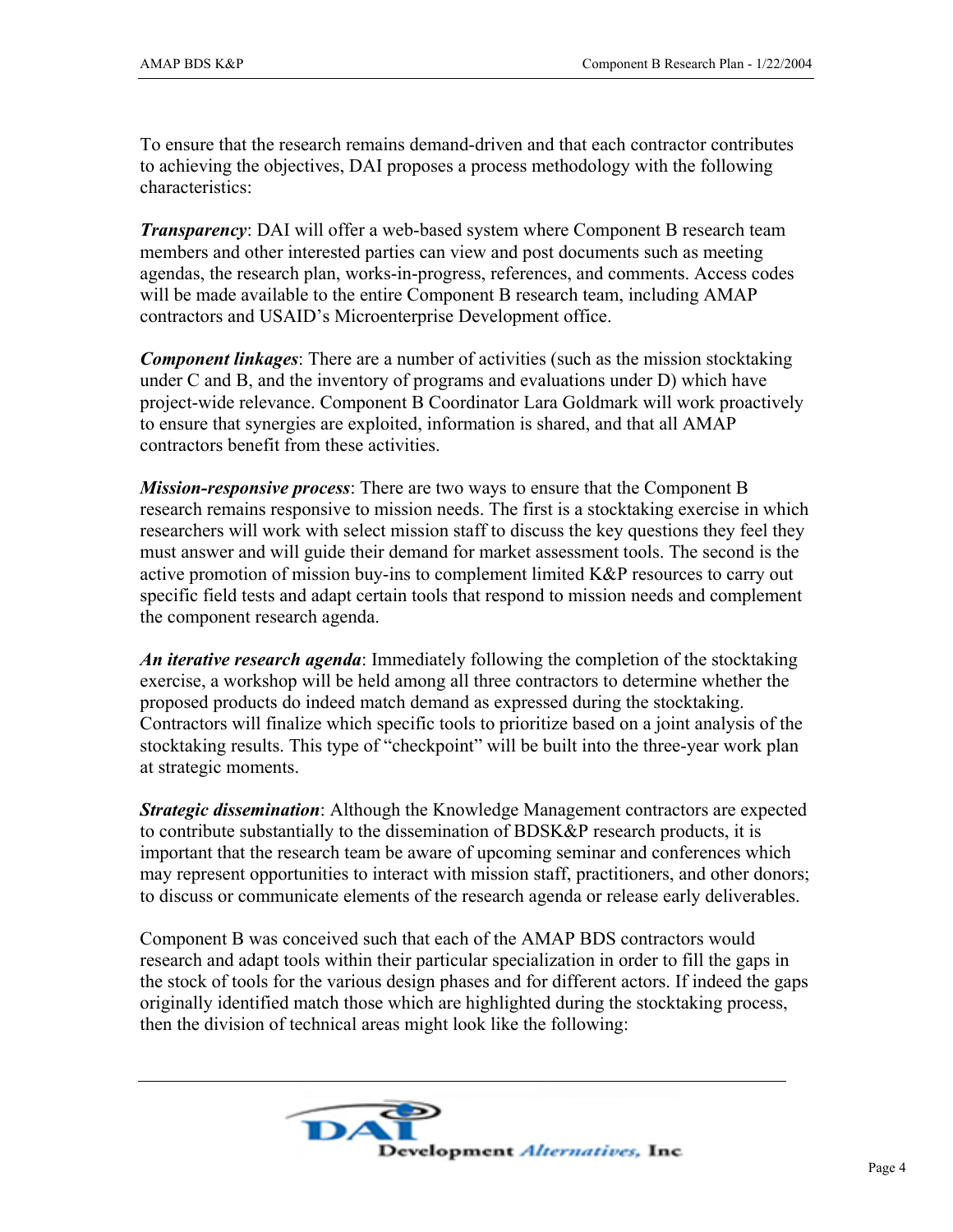To ensure that the research remains demand-driven and that each contractor contributes to achieving the objectives, DAI proposes a process methodology with the following characteristics:

***Transparency***: DAI will offer a web-based system where Component B research team members and other interested parties can view and post documents such as meeting agendas, the research plan, works-in-progress, references, and comments. Access codes will be made available to the entire Component B research team, including AMAP contractors and USAID's Microenterprise Development office.

***Component linkages***: There are a number of activities (such as the mission stocktaking under C and B, and the inventory of programs and evaluations under D) which have project-wide relevance. Component B Coordinator Lara Goldmark will work proactively to ensure that synergies are exploited, information is shared, and that all AMAP contractors benefit from these activities.

***Mission-responsive process***: There are two ways to ensure that the Component B research remains responsive to mission needs. The first is a stocktaking exercise in which researchers will work with select mission staff to discuss the key questions they feel they must answer and will guide their demand for market assessment tools. The second is the active promotion of mission buy-ins to complement limited K&P resources to carry out specific field tests and adapt certain tools that respond to mission needs and complement the component research agenda.

***An iterative research agenda***: Immediately following the completion of the stocktaking exercise, a workshop will be held among all three contractors to determine whether the proposed products do indeed match demand as expressed during the stocktaking. Contractors will finalize which specific tools to prioritize based on a joint analysis of the stocktaking results. This type of "checkpoint" will be built into the three-year work plan at strategic moments.

***Strategic dissemination***: Although the Knowledge Management contractors are expected to contribute substantially to the dissemination of BDSK&P research products, it is important that the research team be aware of upcoming seminar and conferences which may represent opportunities to interact with mission staff, practitioners, and other donors; to discuss or communicate elements of the research agenda or release early deliverables.

Component B was conceived such that each of the AMAP BDS contractors would research and adapt tools within their particular specialization in order to fill the gaps in the stock of tools for the various design phases and for different actors. If indeed the gaps originally identified match those which are highlighted during the stocktaking process, then the division of technical areas might look like the following: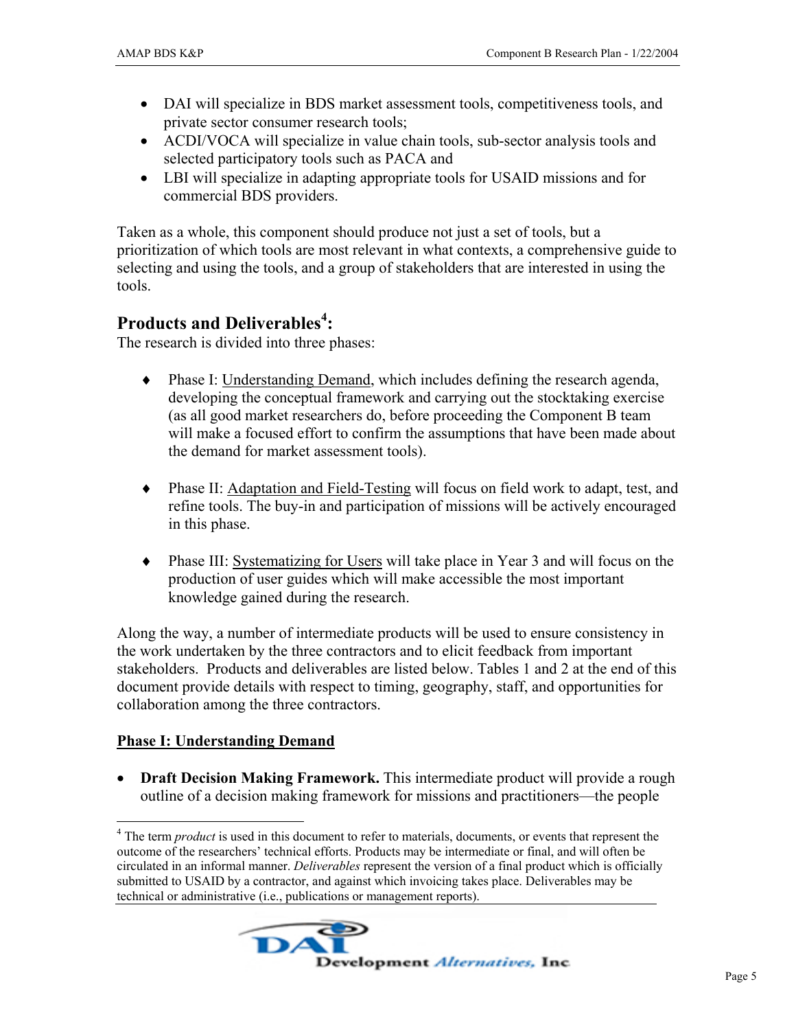- DAI will specialize in BDS market assessment tools, competitiveness tools, and private sector consumer research tools;
- ACDI/VOCA will specialize in value chain tools, sub-sector analysis tools and selected participatory tools such as PACA and
- LBI will specialize in adapting appropriate tools for USAID missions and for commercial BDS providers.

Taken as a whole, this component should produce not just a set of tools, but a prioritization of which tools are most relevant in what contexts, a comprehensive guide to selecting and using the tools, and a group of stakeholders that are interested in using the tools.

## Products and Deliverables[4]:

The research is divided into three phases:

- Phase I: Understanding Demand, which includes defining the research agenda, developing the conceptual framework and carrying out the stocktaking exercise (as all good market researchers do, before proceeding the Component B team will make a focused effort to confirm the assumptions that have been made about the demand for market assessment tools).

- Phase II: Adaptation and Field-Testing will focus on field work to adapt, test, and refine tools. The buy-in and participation of missions will be actively encouraged in this phase.

- Phase III: Systematizing for Users will take place in Year 3 and will focus on the production of user guides which will make accessible the most important knowledge gained during the research.

Along the way, a number of intermediate products will be used to ensure consistency in the work undertaken by the three contractors and to elicit feedback from important stakeholders. Products and deliverables are listed below. Tables 1 and 2 at the end of this document provide details with respect to timing, geography, staff, and opportunities for collaboration among the three contractors.

### Phase I: Understanding Demand

- **Draft Decision Making Framework.** This intermediate product will provide a rough outline of a decision making framework for missions and practitioners—the people

---

[4] The term *product* is used in this document to refer to materials, documents, or events that represent the outcome of the researchers' technical efforts. Products may be intermediate or final, and will often be circulated in an informal manner. *Deliverables* represent the version of a final product which is officially submitted to USAID by a contractor, and against which invoicing takes place. Deliverables may be technical or administrative (i.e., publications or management reports).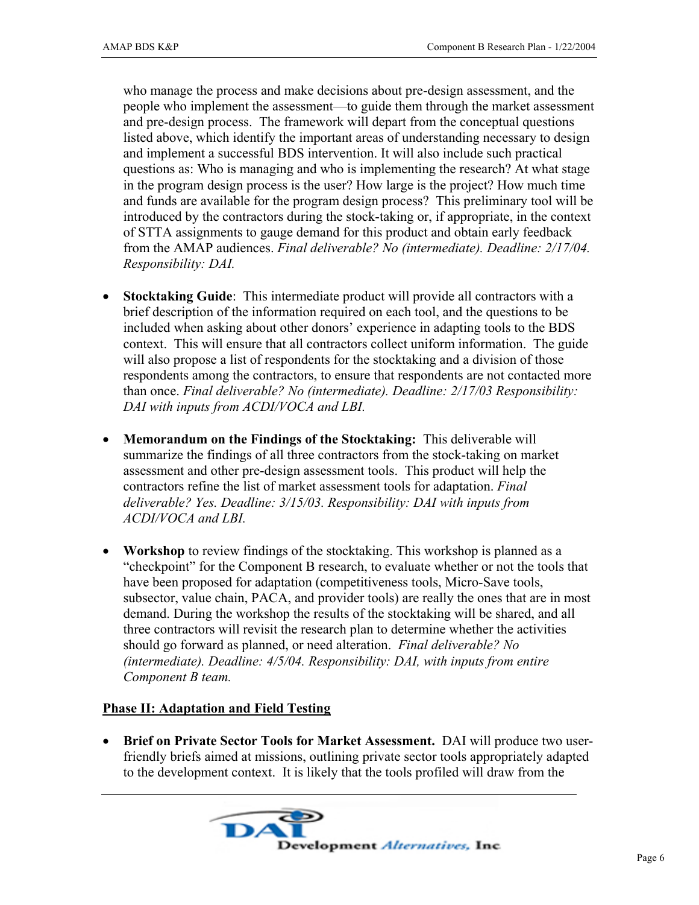who manage the process and make decisions about pre-design assessment, and the people who implement the assessment—to guide them through the market assessment and pre-design process. The framework will depart from the conceptual questions listed above, which identify the important areas of understanding necessary to design and implement a successful BDS intervention. It will also include such practical questions as: Who is managing and who is implementing the research? At what stage in the program design process is the user? How large is the project? How much time and funds are available for the program design process? This preliminary tool will be introduced by the contractors during the stock-taking or, if appropriate, in the context of STTA assignments to gauge demand for this product and obtain early feedback from the AMAP audiences. *Final deliverable? No (intermediate). Deadline: 2/17/04. Responsibility: DAI.*

- **Stocktaking Guide**: This intermediate product will provide all contractors with a brief description of the information required on each tool, and the questions to be included when asking about other donors' experience in adapting tools to the BDS context. This will ensure that all contractors collect uniform information. The guide will also propose a list of respondents for the stocktaking and a division of those respondents among the contractors, to ensure that respondents are not contacted more than once. *Final deliverable? No (intermediate). Deadline: 2/17/03 Responsibility: DAI with inputs from ACDI/VOCA and LBI.*

- **Memorandum on the Findings of the Stocktaking:** This deliverable will summarize the findings of all three contractors from the stock-taking on market assessment and other pre-design assessment tools. This product will help the contractors refine the list of market assessment tools for adaptation. *Final deliverable? Yes. Deadline: 3/15/03. Responsibility: DAI with inputs from ACDI/VOCA and LBI.*

- **Workshop** to review findings of the stocktaking. This workshop is planned as a "checkpoint" for the Component B research, to evaluate whether or not the tools that have been proposed for adaptation (competitiveness tools, Micro-Save tools, subsector, value chain, PACA, and provider tools) are really the ones that are in most demand. During the workshop the results of the stocktaking will be shared, and all three contractors will revisit the research plan to determine whether the activities should go forward as planned, or need alteration. *Final deliverable? No (intermediate). Deadline: 4/5/04. Responsibility: DAI, with inputs from entire Component B team.*

**<u>Phase II: Adaptation and Field Testing</u>**

- **Brief on Private Sector Tools for Market Assessment.** DAI will produce two user-friendly briefs aimed at missions, outlining private sector tools appropriately adapted to the development context. It is likely that the tools profiled will draw from the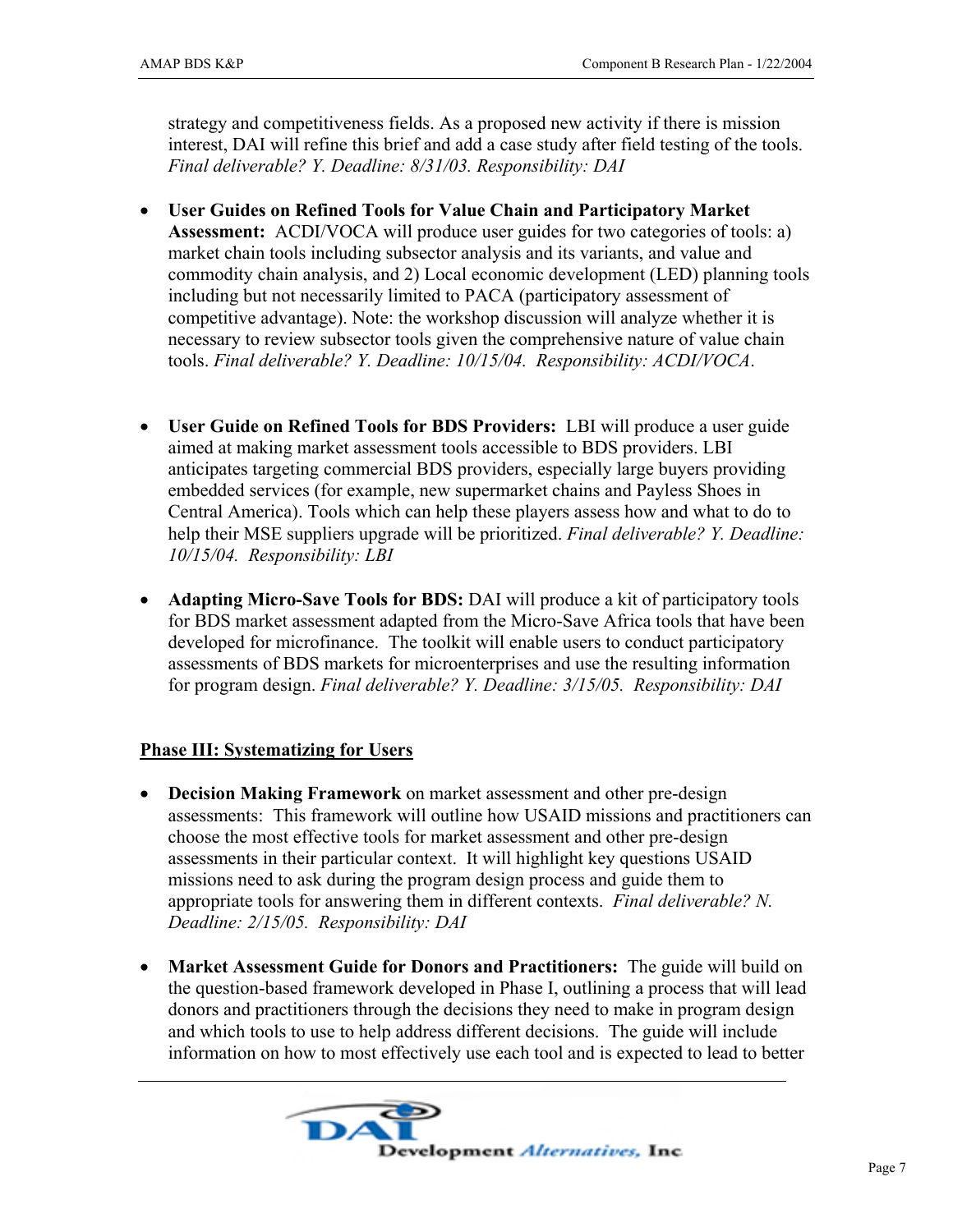strategy and competitiveness fields. As a proposed new activity if there is mission interest, DAI will refine this brief and add a case study after field testing of the tools. *Final deliverable? Y. Deadline: 8/31/03. Responsibility: DAI*

- **User Guides on Refined Tools for Value Chain and Participatory Market Assessment:** ACDI/VOCA will produce user guides for two categories of tools: a) market chain tools including subsector analysis and its variants, and value and commodity chain analysis, and 2) Local economic development (LED) planning tools including but not necessarily limited to PACA (participatory assessment of competitive advantage). Note: the workshop discussion will analyze whether it is necessary to review subsector tools given the comprehensive nature of value chain tools. *Final deliverable? Y. Deadline: 10/15/04. Responsibility: ACDI/VOCA*.

- **User Guide on Refined Tools for BDS Providers:** LBI will produce a user guide aimed at making market assessment tools accessible to BDS providers. LBI anticipates targeting commercial BDS providers, especially large buyers providing embedded services (for example, new supermarket chains and Payless Shoes in Central America). Tools which can help these players assess how and what to do to help their MSE suppliers upgrade will be prioritized. *Final deliverable? Y. Deadline: 10/15/04. Responsibility: LBI*

- **Adapting Micro-Save Tools for BDS:** DAI will produce a kit of participatory tools for BDS market assessment adapted from the Micro-Save Africa tools that have been developed for microfinance. The toolkit will enable users to conduct participatory assessments of BDS markets for microenterprises and use the resulting information for program design. *Final deliverable? Y. Deadline: 3/15/05. Responsibility: DAI*

## Phase III: Systematizing for Users

- **Decision Making Framework** on market assessment and other pre-design assessments: This framework will outline how USAID missions and practitioners can choose the most effective tools for market assessment and other pre-design assessments in their particular context. It will highlight key questions USAID missions need to ask during the program design process and guide them to appropriate tools for answering them in different contexts. *Final deliverable? N. Deadline: 2/15/05. Responsibility: DAI*

- **Market Assessment Guide for Donors and Practitioners:** The guide will build on the question-based framework developed in Phase I, outlining a process that will lead donors and practitioners through the decisions they need to make in program design and which tools to use to help address different decisions. The guide will include information on how to most effectively use each tool and is expected to lead to better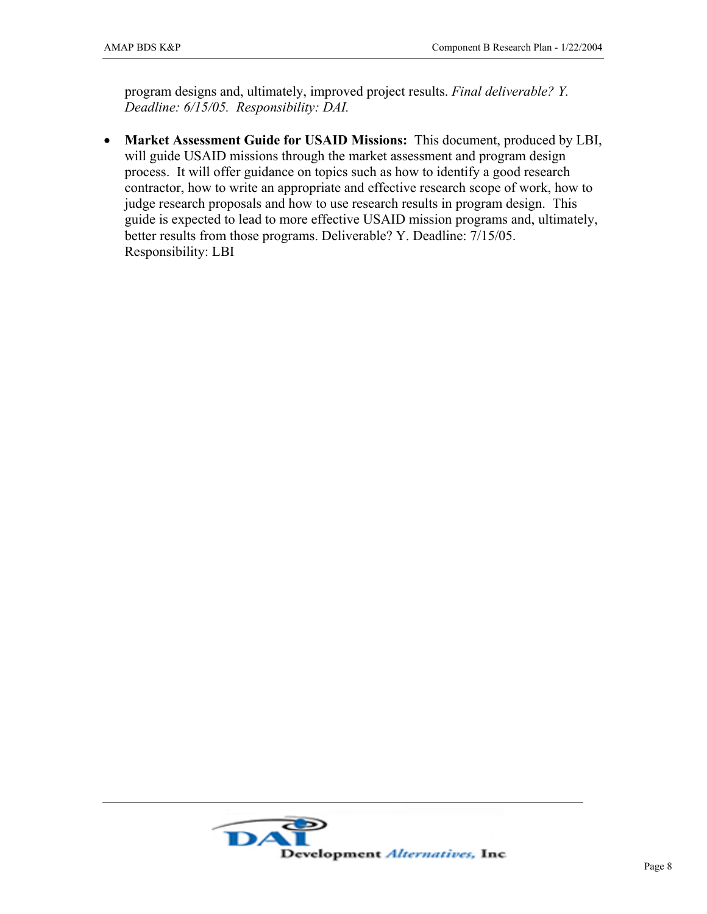program designs and, ultimately, improved project results. *Final deliverable? Y. Deadline: 6/15/05. Responsibility: DAI.*

- **Market Assessment Guide for USAID Missions:** This document, produced by LBI, will guide USAID missions through the market assessment and program design process. It will offer guidance on topics such as how to identify a good research contractor, how to write an appropriate and effective research scope of work, how to judge research proposals and how to use research results in program design. This guide is expected to lead to more effective USAID mission programs and, ultimately, better results from those programs. Deliverable? Y. Deadline: 7/15/05. Responsibility: LBI